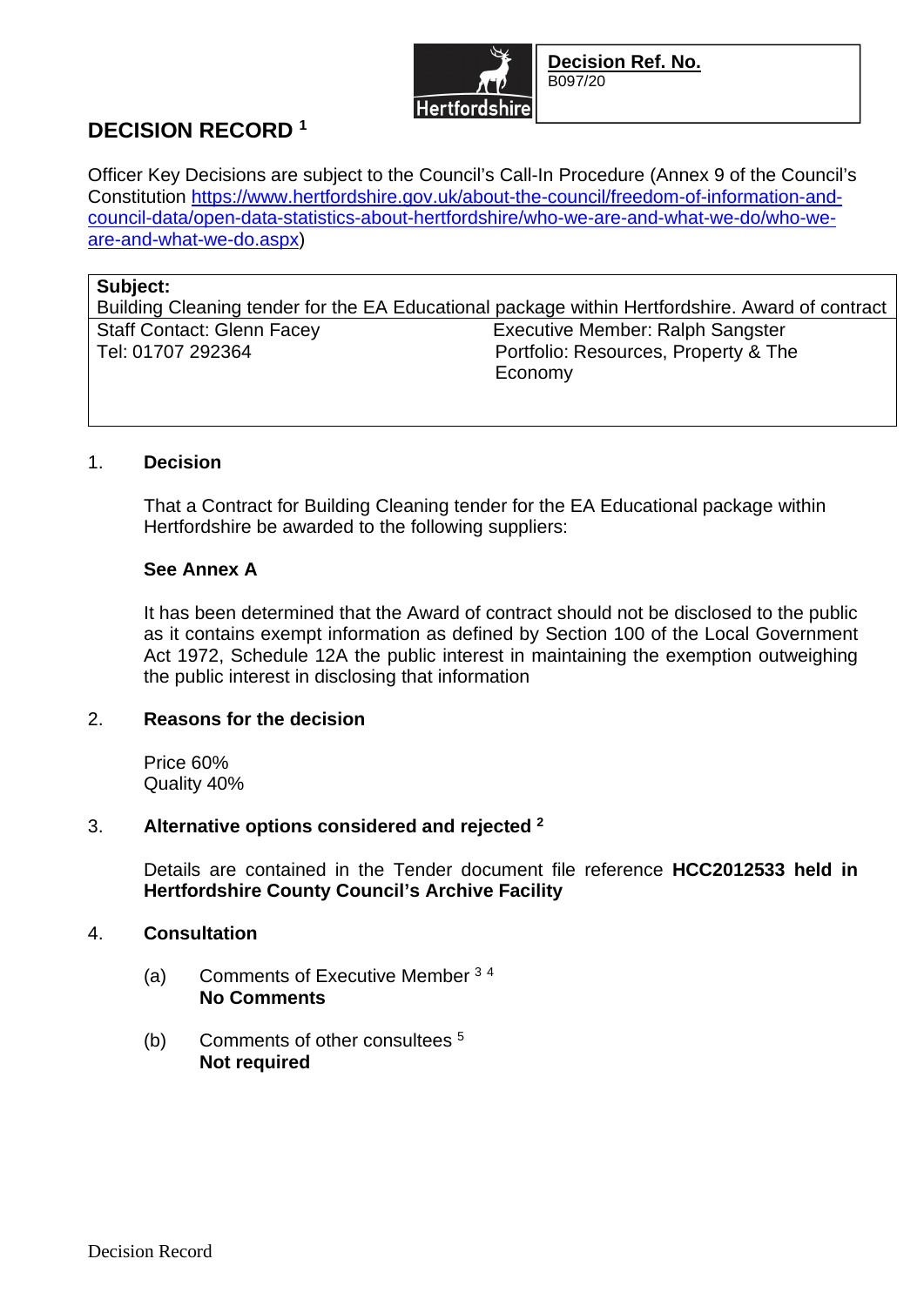**Decision Ref. No.**
B097/20

# DECISION RECORD [1]

Officer Key Decisions are subject to the Council's Call-In Procedure (Annex 9 of the Council's Constitution https://www.hertfordshire.gov.uk/about-the-council/freedom-of-information-and-council-data/open-data-statistics-about-hertfordshire/who-we-are-and-what-we-do/who-we-are-and-what-we-do.aspx)

| **Subject:** Building Cleaning tender for the EA Educational package within Hertfordshire. Award of contract | |
|---|---|
| Staff Contact: Glenn Facey<br>Tel: 01707 292364 | Executive Member: Ralph Sangster<br>Portfolio: Resources, Property & The Economy |

1. **Decision**

   That a Contract for Building Cleaning tender for the EA Educational package within Hertfordshire be awarded to the following suppliers:

   **See Annex A**

   It has been determined that the Award of contract should not be disclosed to the public as it contains exempt information as defined by Section 100 of the Local Government Act 1972, Schedule 12A the public interest in maintaining the exemption outweighing the public interest in disclosing that information

2. **Reasons for the decision**

   Price 60%
   Quality 40%

3. **Alternative options considered and rejected [2]**

   Details are contained in the Tender document file reference **HCC2012533 held in Hertfordshire County Council's Archive Facility**

4. **Consultation**

   (a) Comments of Executive Member [3 4]
   **No Comments**

   (b) Comments of other consultees [5]
   **Not required**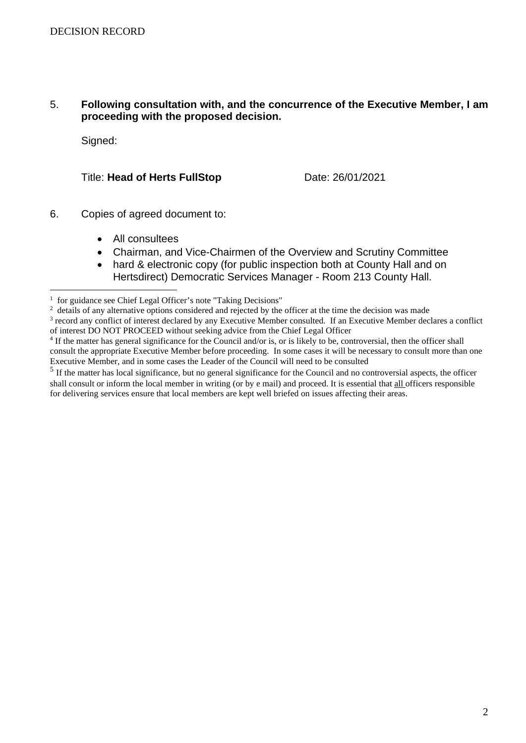DECISION RECORD

5. **Following consultation with, and the concurrence of the Executive Member, I am proceeding with the proposed decision.**

   Signed:

   Title: **Head of Herts FullStop** Date: 26/01/2021

6. Copies of agreed document to:

   - All consultees
   - Chairman, and Vice-Chairmen of the Overview and Scrutiny Committee
   - hard & electronic copy (for public inspection both at County Hall and on Hertsdirect) Democratic Services Manager - Room 213 County Hall.

---

[1] for guidance see Chief Legal Officer's note "Taking Decisions"

[2] details of any alternative options considered and rejected by the officer at the time the decision was made

[3] record any conflict of interest declared by any Executive Member consulted. If an Executive Member declares a conflict of interest DO NOT PROCEED without seeking advice from the Chief Legal Officer

[4] If the matter has general significance for the Council and/or is, or is likely to be, controversial, then the officer shall consult the appropriate Executive Member before proceeding. In some cases it will be necessary to consult more than one Executive Member, and in some cases the Leader of the Council will need to be consulted

[5] If the matter has local significance, but no general significance for the Council and no controversial aspects, the officer shall consult or inform the local member in writing (or by e mail) and proceed. It is essential that all officers responsible for delivering services ensure that local members are kept well briefed on issues affecting their areas.